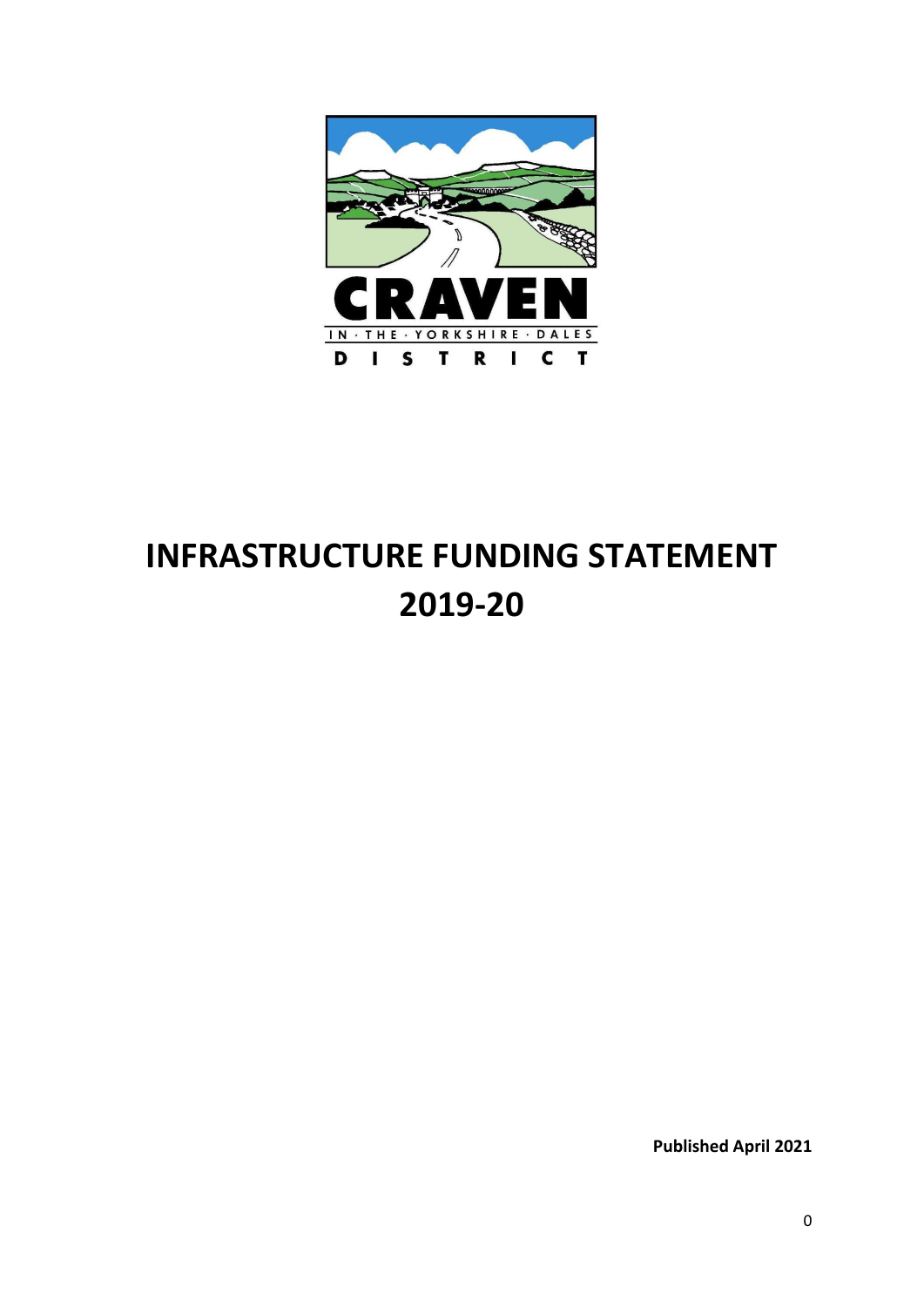# INFRASTRUCTURE FUNDING STATEMENT 2019-20

**Published April 2021**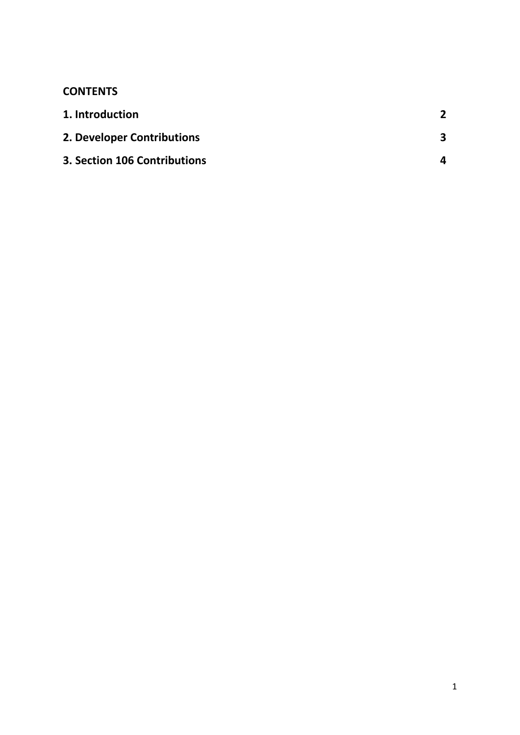**CONTENTS**

| | |
|---|---|
| **1. Introduction** | **2** |
| **2. Developer Contributions** | **3** |
| **3. Section 106 Contributions** | **4** |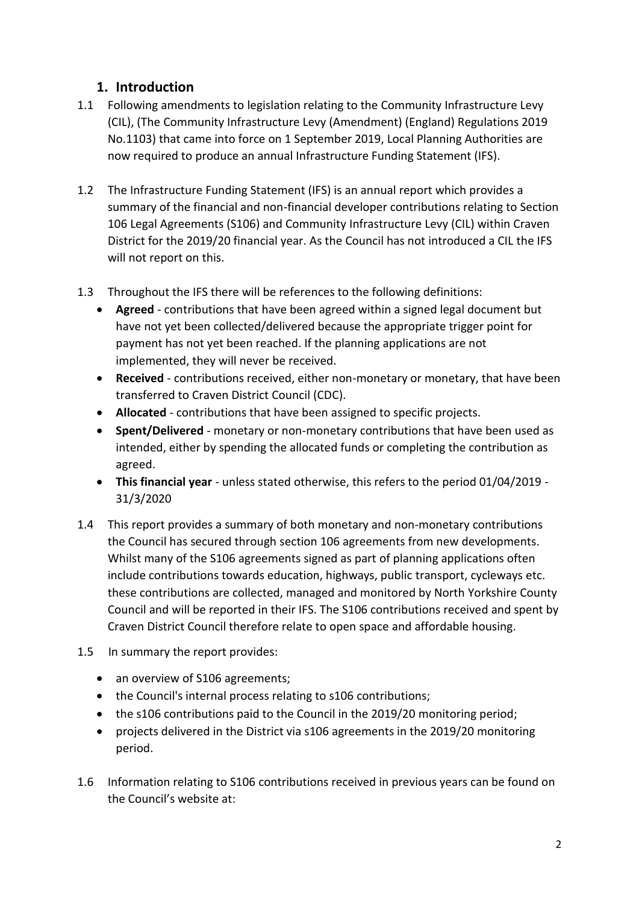## 1. Introduction

1.1 Following amendments to legislation relating to the Community Infrastructure Levy (CIL), (The Community Infrastructure Levy (Amendment) (England) Regulations 2019 No.1103) that came into force on 1 September 2019, Local Planning Authorities are now required to produce an annual Infrastructure Funding Statement (IFS).

1.2 The Infrastructure Funding Statement (IFS) is an annual report which provides a summary of the financial and non-financial developer contributions relating to Section 106 Legal Agreements (S106) and Community Infrastructure Levy (CIL) within Craven District for the 2019/20 financial year. As the Council has not introduced a CIL the IFS will not report on this.

1.3 Throughout the IFS there will be references to the following definitions:

- **Agreed** - contributions that have been agreed within a signed legal document but have not yet been collected/delivered because the appropriate trigger point for payment has not yet been reached. If the planning applications are not implemented, they will never be received.
- **Received** - contributions received, either non-monetary or monetary, that have been transferred to Craven District Council (CDC).
- **Allocated** - contributions that have been assigned to specific projects.
- **Spent/Delivered** - monetary or non-monetary contributions that have been used as intended, either by spending the allocated funds or completing the contribution as agreed.
- **This financial year** - unless stated otherwise, this refers to the period 01/04/2019 - 31/3/2020

1.4 This report provides a summary of both monetary and non-monetary contributions the Council has secured through section 106 agreements from new developments. Whilst many of the S106 agreements signed as part of planning applications often include contributions towards education, highways, public transport, cycleways etc. these contributions are collected, managed and monitored by North Yorkshire County Council and will be reported in their IFS. The S106 contributions received and spent by Craven District Council therefore relate to open space and affordable housing.

1.5 In summary the report provides:

- an overview of S106 agreements;
- the Council's internal process relating to s106 contributions;
- the s106 contributions paid to the Council in the 2019/20 monitoring period;
- projects delivered in the District via s106 agreements in the 2019/20 monitoring period.

1.6 Information relating to S106 contributions received in previous years can be found on the Council's website at: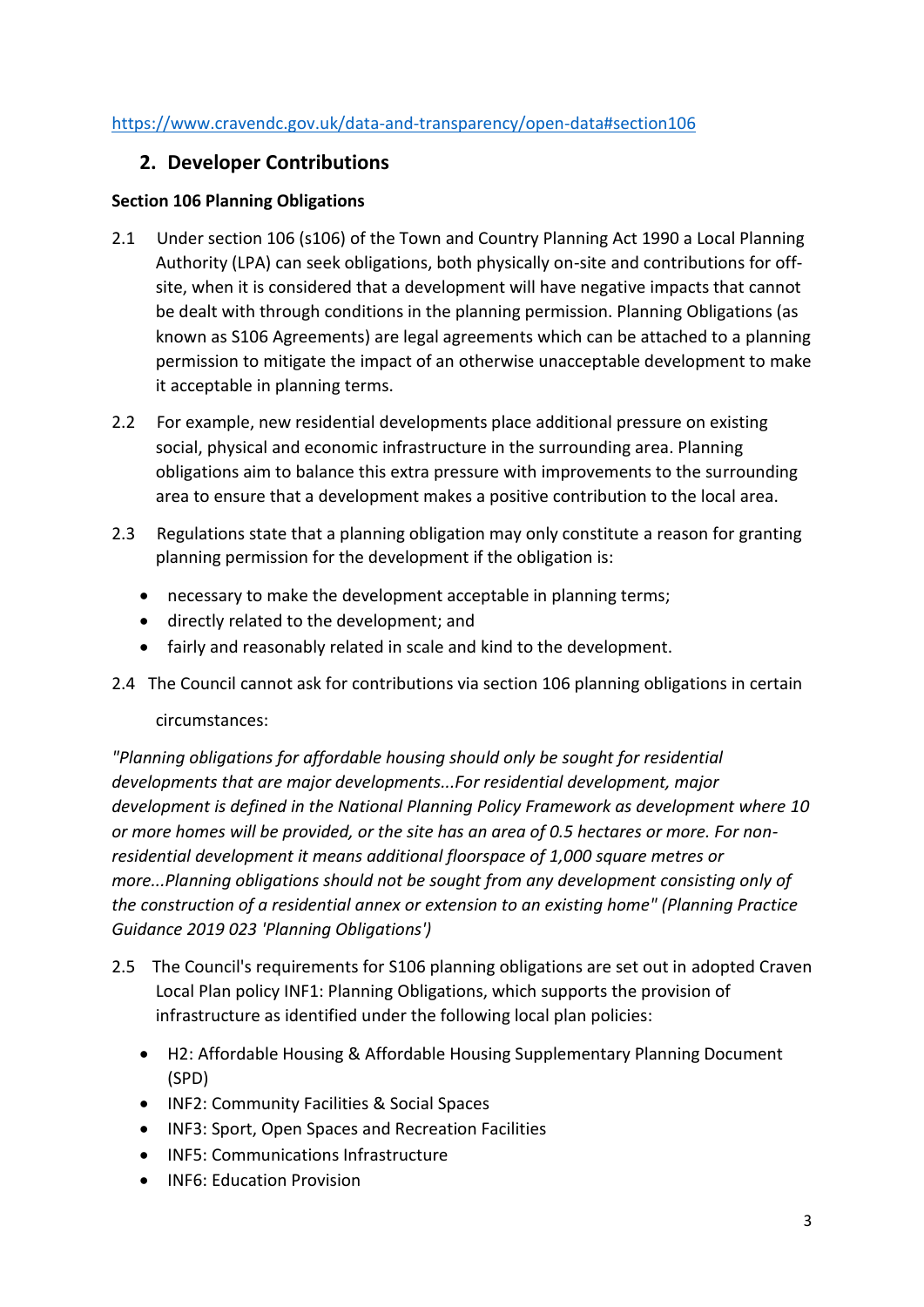https://www.cravendc.gov.uk/data-and-transparency/open-data#section106

## 2. Developer Contributions

**Section 106 Planning Obligations**

2.1 Under section 106 (s106) of the Town and Country Planning Act 1990 a Local Planning Authority (LPA) can seek obligations, both physically on-site and contributions for off-site, when it is considered that a development will have negative impacts that cannot be dealt with through conditions in the planning permission. Planning Obligations (as known as S106 Agreements) are legal agreements which can be attached to a planning permission to mitigate the impact of an otherwise unacceptable development to make it acceptable in planning terms.

2.2 For example, new residential developments place additional pressure on existing social, physical and economic infrastructure in the surrounding area. Planning obligations aim to balance this extra pressure with improvements to the surrounding area to ensure that a development makes a positive contribution to the local area.

2.3 Regulations state that a planning obligation may only constitute a reason for granting planning permission for the development if the obligation is:

- necessary to make the development acceptable in planning terms;
- directly related to the development; and
- fairly and reasonably related in scale and kind to the development.

2.4 The Council cannot ask for contributions via section 106 planning obligations in certain circumstances:

*"Planning obligations for affordable housing should only be sought for residential developments that are major developments...For residential development, major development is defined in the National Planning Policy Framework as development where 10 or more homes will be provided, or the site has an area of 0.5 hectares or more. For non-residential development it means additional floorspace of 1,000 square metres or more...Planning obligations should not be sought from any development consisting only of the construction of a residential annex or extension to an existing home" (Planning Practice Guidance 2019 023 'Planning Obligations')*

2.5 The Council's requirements for S106 planning obligations are set out in adopted Craven Local Plan policy INF1: Planning Obligations, which supports the provision of infrastructure as identified under the following local plan policies:

- H2: Affordable Housing & Affordable Housing Supplementary Planning Document (SPD)
- INF2: Community Facilities & Social Spaces
- INF3: Sport, Open Spaces and Recreation Facilities
- INF5: Communications Infrastructure
- INF6: Education Provision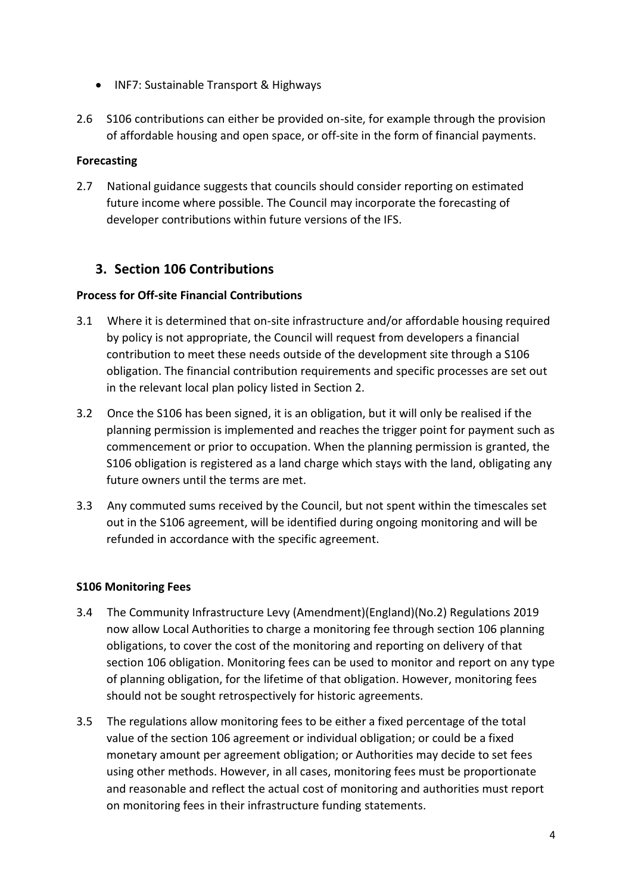- INF7: Sustainable Transport & Highways

2.6 S106 contributions can either be provided on-site, for example through the provision of affordable housing and open space, or off-site in the form of financial payments.

**Forecasting**

2.7 National guidance suggests that councils should consider reporting on estimated future income where possible. The Council may incorporate the forecasting of developer contributions within future versions of the IFS.

## 3. Section 106 Contributions

**Process for Off-site Financial Contributions**

3.1 Where it is determined that on-site infrastructure and/or affordable housing required by policy is not appropriate, the Council will request from developers a financial contribution to meet these needs outside of the development site through a S106 obligation. The financial contribution requirements and specific processes are set out in the relevant local plan policy listed in Section 2.

3.2 Once the S106 has been signed, it is an obligation, but it will only be realised if the planning permission is implemented and reaches the trigger point for payment such as commencement or prior to occupation. When the planning permission is granted, the S106 obligation is registered as a land charge which stays with the land, obligating any future owners until the terms are met.

3.3 Any commuted sums received by the Council, but not spent within the timescales set out in the S106 agreement, will be identified during ongoing monitoring and will be refunded in accordance with the specific agreement.

**S106 Monitoring Fees**

3.4 The Community Infrastructure Levy (Amendment)(England)(No.2) Regulations 2019 now allow Local Authorities to charge a monitoring fee through section 106 planning obligations, to cover the cost of the monitoring and reporting on delivery of that section 106 obligation. Monitoring fees can be used to monitor and report on any type of planning obligation, for the lifetime of that obligation. However, monitoring fees should not be sought retrospectively for historic agreements.

3.5 The regulations allow monitoring fees to be either a fixed percentage of the total value of the section 106 agreement or individual obligation; or could be a fixed monetary amount per agreement obligation; or Authorities may decide to set fees using other methods. However, in all cases, monitoring fees must be proportionate and reasonable and reflect the actual cost of monitoring and authorities must report on monitoring fees in their infrastructure funding statements.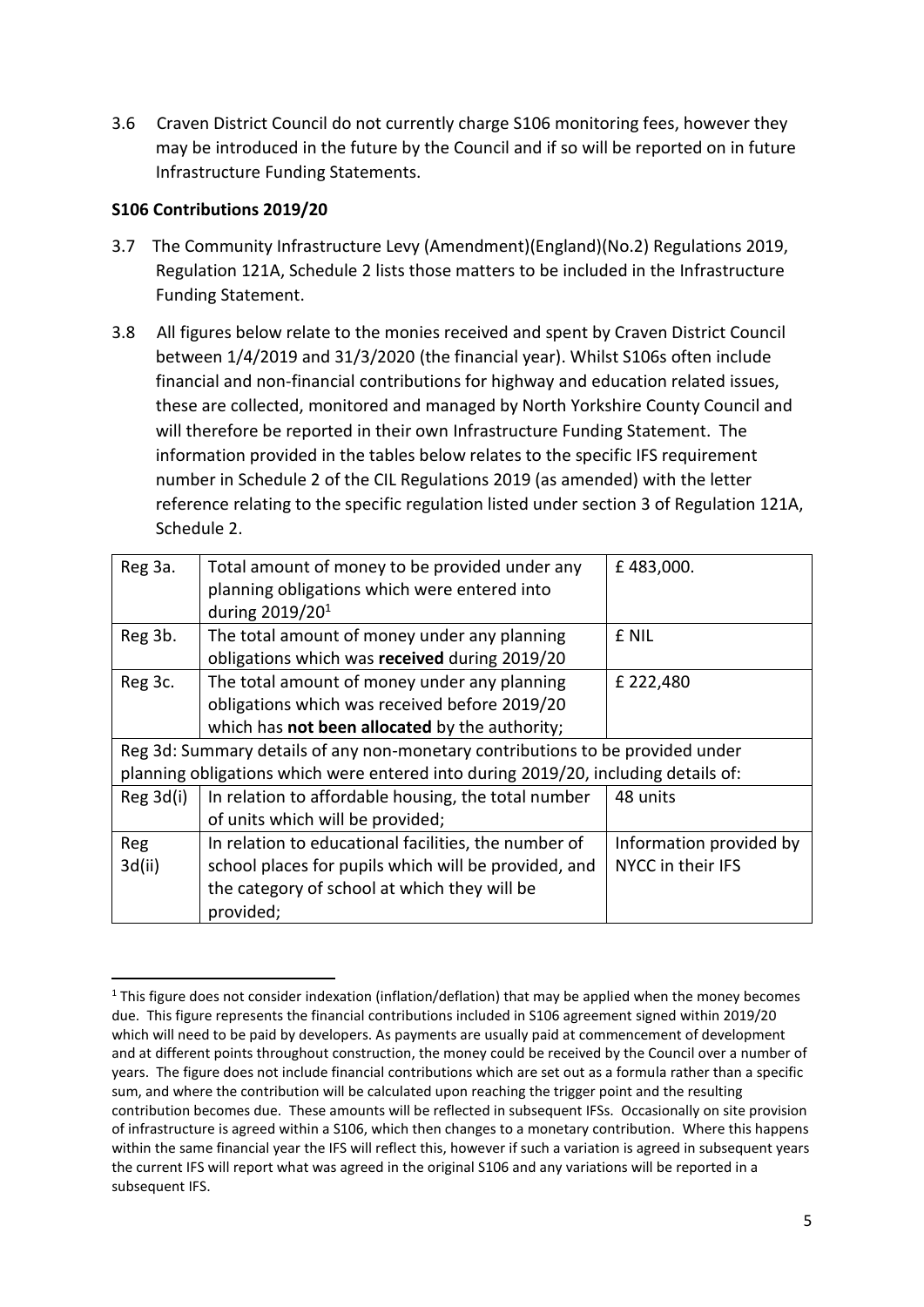3.6 Craven District Council do not currently charge S106 monitoring fees, however they may be introduced in the future by the Council and if so will be reported on in future Infrastructure Funding Statements.

**S106 Contributions 2019/20**

3.7 The Community Infrastructure Levy (Amendment)(England)(No.2) Regulations 2019, Regulation 121A, Schedule 2 lists those matters to be included in the Infrastructure Funding Statement.

3.8 All figures below relate to the monies received and spent by Craven District Council between 1/4/2019 and 31/3/2020 (the financial year). Whilst S106s often include financial and non-financial contributions for highway and education related issues, these are collected, monitored and managed by North Yorkshire County Council and will therefore be reported in their own Infrastructure Funding Statement. The information provided in the tables below relates to the specific IFS requirement number in Schedule 2 of the CIL Regulations 2019 (as amended) with the letter reference relating to the specific regulation listed under section 3 of Regulation 121A, Schedule 2.

| Reg 3a. | Total amount of money to be provided under any planning obligations which were entered into during 2019/20[1] | £ 483,000. |
|---|---|---|
| Reg 3b. | The total amount of money under any planning obligations which was **received** during 2019/20 | £ NIL |
| Reg 3c. | The total amount of money under any planning obligations which was received before 2019/20 which has **not been allocated** by the authority; | £ 222,480 |
| Reg 3d: Summary details of any non-monetary contributions to be provided under planning obligations which were entered into during 2019/20, including details of: | | |
| Reg 3d(i) | In relation to affordable housing, the total number of units which will be provided; | 48 units |
| Reg 3d(ii) | In relation to educational facilities, the number of school places for pupils which will be provided, and the category of school at which they will be provided; | Information provided by NYCC in their IFS |

[1] This figure does not consider indexation (inflation/deflation) that may be applied when the money becomes due. This figure represents the financial contributions included in S106 agreement signed within 2019/20 which will need to be paid by developers. As payments are usually paid at commencement of development and at different points throughout construction, the money could be received by the Council over a number of years. The figure does not include financial contributions which are set out as a formula rather than a specific sum, and where the contribution will be calculated upon reaching the trigger point and the resulting contribution becomes due. These amounts will be reflected in subsequent IFSs. Occasionally on site provision of infrastructure is agreed within a S106, which then changes to a monetary contribution. Where this happens within the same financial year the IFS will reflect this, however if such a variation is agreed in subsequent years the current IFS will report what was agreed in the original S106 and any variations will be reported in a subsequent IFS.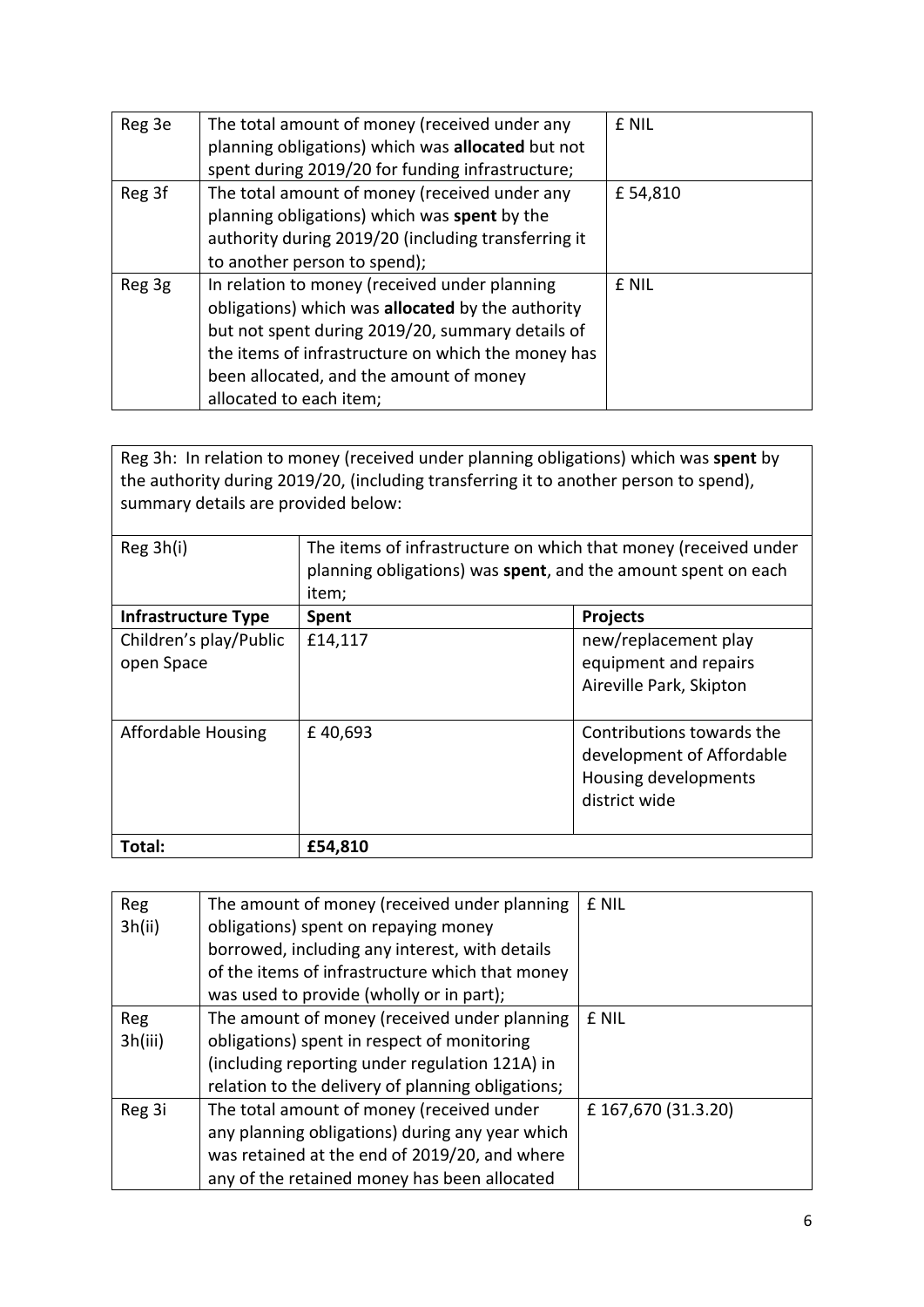| | | |
|---|---|---|
| Reg 3e | The total amount of money (received under any planning obligations) which was **allocated** but not spent during 2019/20 for funding infrastructure; | £ NIL |
| Reg 3f | The total amount of money (received under any planning obligations) which was **spent** by the authority during 2019/20 (including transferring it to another person to spend); | £ 54,810 |
| Reg 3g | In relation to money (received under planning obligations) which was **allocated** by the authority but not spent during 2019/20, summary details of the items of infrastructure on which the money has been allocated, and the amount of money allocated to each item; | £ NIL |

Reg 3h: In relation to money (received under planning obligations) which was **spent** by the authority during 2019/20, (including transferring it to another person to spend), summary details are provided below:

| Reg 3h(i) | The items of infrastructure on which that money (received under planning obligations) was **spent**, and the amount spent on each item; | |
|---|---|---|
| **Infrastructure Type** | **Spent** | **Projects** |
| Children's play/Public open Space | £14,117 | new/replacement play equipment and repairs Aireville Park, Skipton |
| Affordable Housing | £ 40,693 | Contributions towards the development of Affordable Housing developments district wide |
| **Total:** | **£54,810** | |

| | | |
|---|---|---|
| Reg 3h(ii) | The amount of money (received under planning obligations) spent on repaying money borrowed, including any interest, with details of the items of infrastructure which that money was used to provide (wholly or in part); | £ NIL |
| Reg 3h(iii) | The amount of money (received under planning obligations) spent in respect of monitoring (including reporting under regulation 121A) in relation to the delivery of planning obligations; | £ NIL |
| Reg 3i | The total amount of money (received under any planning obligations) during any year which was retained at the end of 2019/20, and where any of the retained money has been allocated | £ 167,670 (31.3.20) |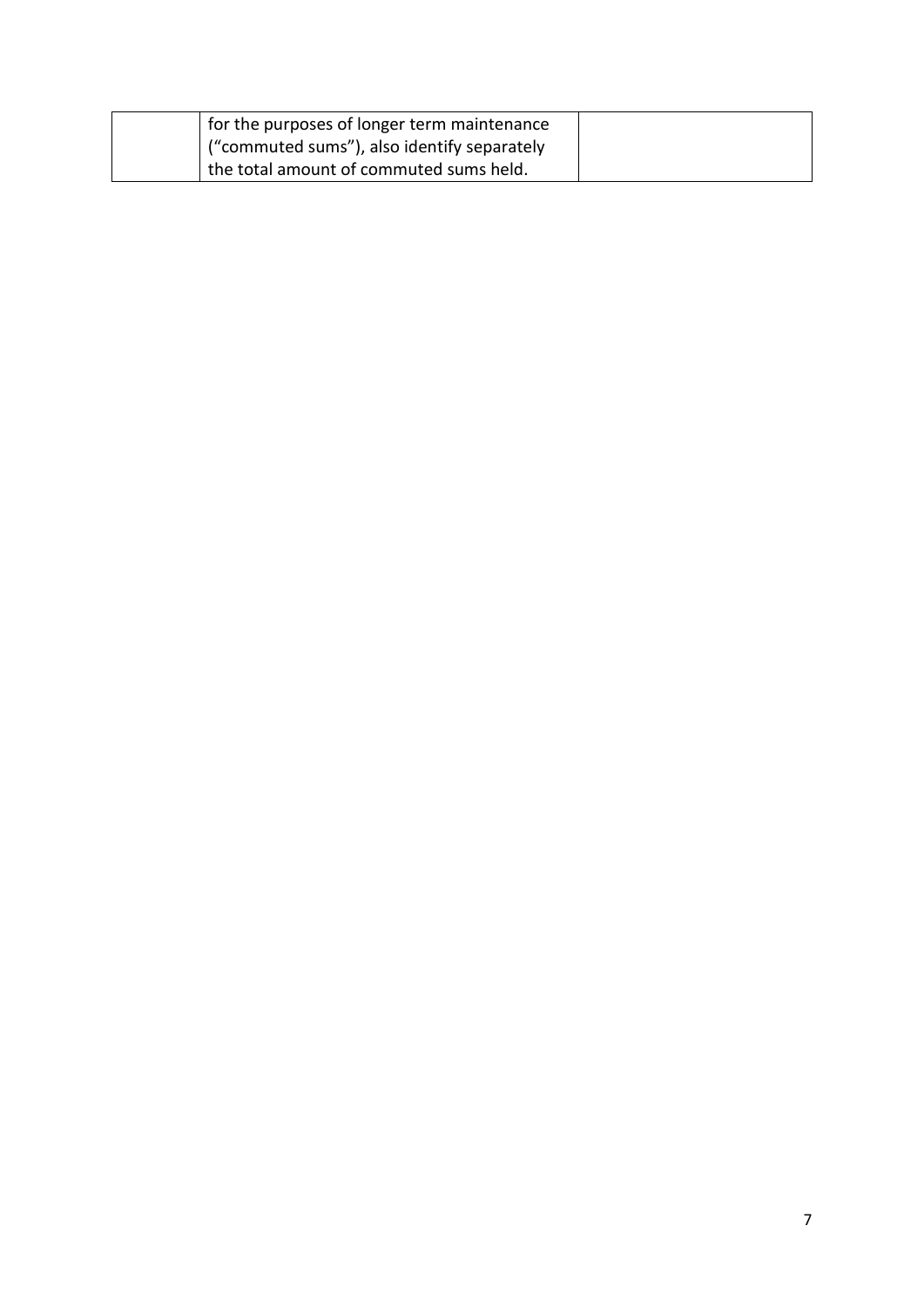| | | |
|---|---|---|
| | for the purposes of longer term maintenance ("commuted sums"), also identify separately the total amount of commuted sums held. | |